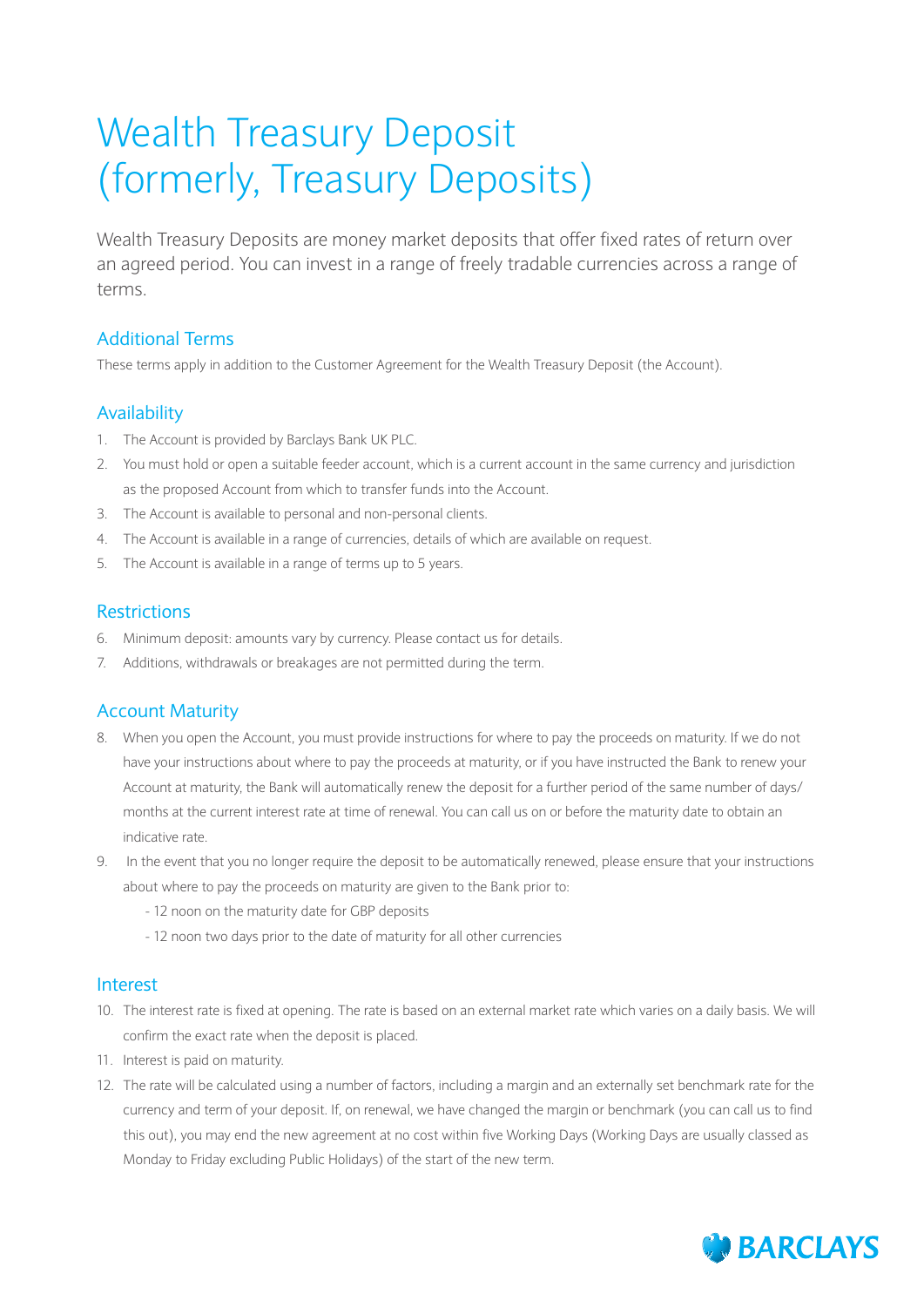# Wealth Treasury Deposit (formerly, Treasury Deposits)

Wealth Treasury Deposits are money market deposits that offer fixed rates of return over an agreed period. You can invest in a range of freely tradable currencies across a range of terms.

## Additional Terms

These terms apply in addition to the Customer Agreement for the Wealth Treasury Deposit (the Account).

## Availability

1. The Account is provided by Barclays Bank UK PLC.
2. You must hold or open a suitable feeder account, which is a current account in the same currency and jurisdiction as the proposed Account from which to transfer funds into the Account.
3. The Account is available to personal and non-personal clients.
4. The Account is available in a range of currencies, details of which are available on request.
5. The Account is available in a range of terms up to 5 years.

## Restrictions

6. Minimum deposit: amounts vary by currency. Please contact us for details.
7. Additions, withdrawals or breakages are not permitted during the term.

## Account Maturity

8. When you open the Account, you must provide instructions for where to pay the proceeds on maturity. If we do not have your instructions about where to pay the proceeds at maturity, or if you have instructed the Bank to renew your Account at maturity, the Bank will automatically renew the deposit for a further period of the same number of days/months at the current interest rate at time of renewal. You can call us on or before the maturity date to obtain an indicative rate.
9. In the event that you no longer require the deposit to be automatically renewed, please ensure that your instructions about where to pay the proceeds on maturity are given to the Bank prior to:
   - 12 noon on the maturity date for GBP deposits
   - 12 noon two days prior to the date of maturity for all other currencies

## Interest

10. The interest rate is fixed at opening. The rate is based on an external market rate which varies on a daily basis. We will confirm the exact rate when the deposit is placed.
11. Interest is paid on maturity.
12. The rate will be calculated using a number of factors, including a margin and an externally set benchmark rate for the currency and term of your deposit. If, on renewal, we have changed the margin or benchmark (you can call us to find this out), you may end the new agreement at no cost within five Working Days (Working Days are usually classed as Monday to Friday excluding Public Holidays) of the start of the new term.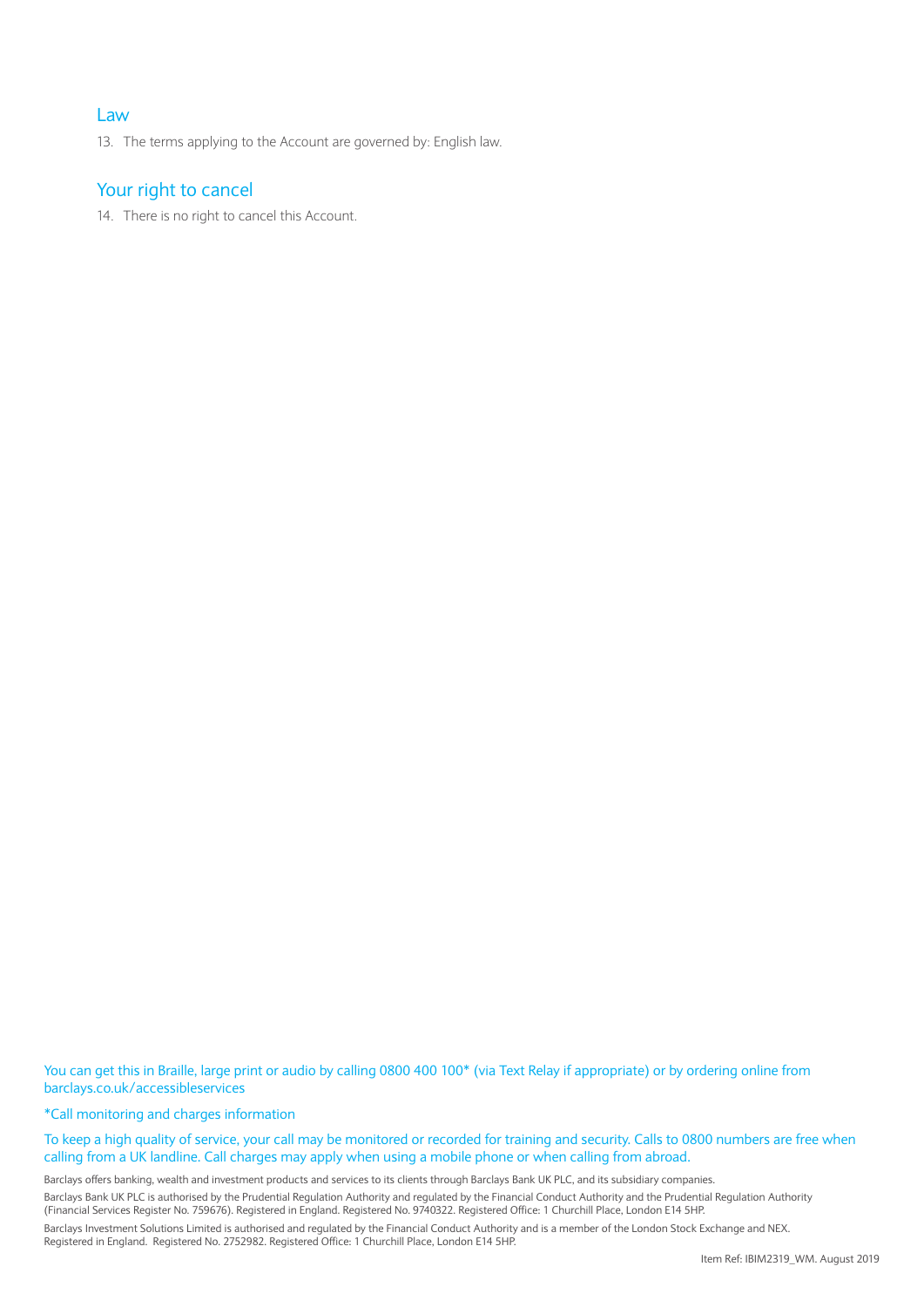## Law

13. The terms applying to the Account are governed by: English law.

## Your right to cancel

14. There is no right to cancel this Account.

You can get this in Braille, large print or audio by calling 0800 400 100* (via Text Relay if appropriate) or by ordering online from barclays.co.uk/accessibleservices

*Call monitoring and charges information

To keep a high quality of service, your call may be monitored or recorded for training and security. Calls to 0800 numbers are free when calling from a UK landline. Call charges may apply when using a mobile phone or when calling from abroad.

Barclays offers banking, wealth and investment products and services to its clients through Barclays Bank UK PLC, and its subsidiary companies.

Barclays Bank UK PLC is authorised by the Prudential Regulation Authority and regulated by the Financial Conduct Authority and the Prudential Regulation Authority (Financial Services Register No. 759676). Registered in England. Registered No. 9740322. Registered Office: 1 Churchill Place, London E14 5HP.

Barclays Investment Solutions Limited is authorised and regulated by the Financial Conduct Authority and is a member of the London Stock Exchange and NEX. Registered in England. Registered No. 2752982. Registered Office: 1 Churchill Place, London E14 5HP.

Item Ref: IBIM2319_WM. August 2019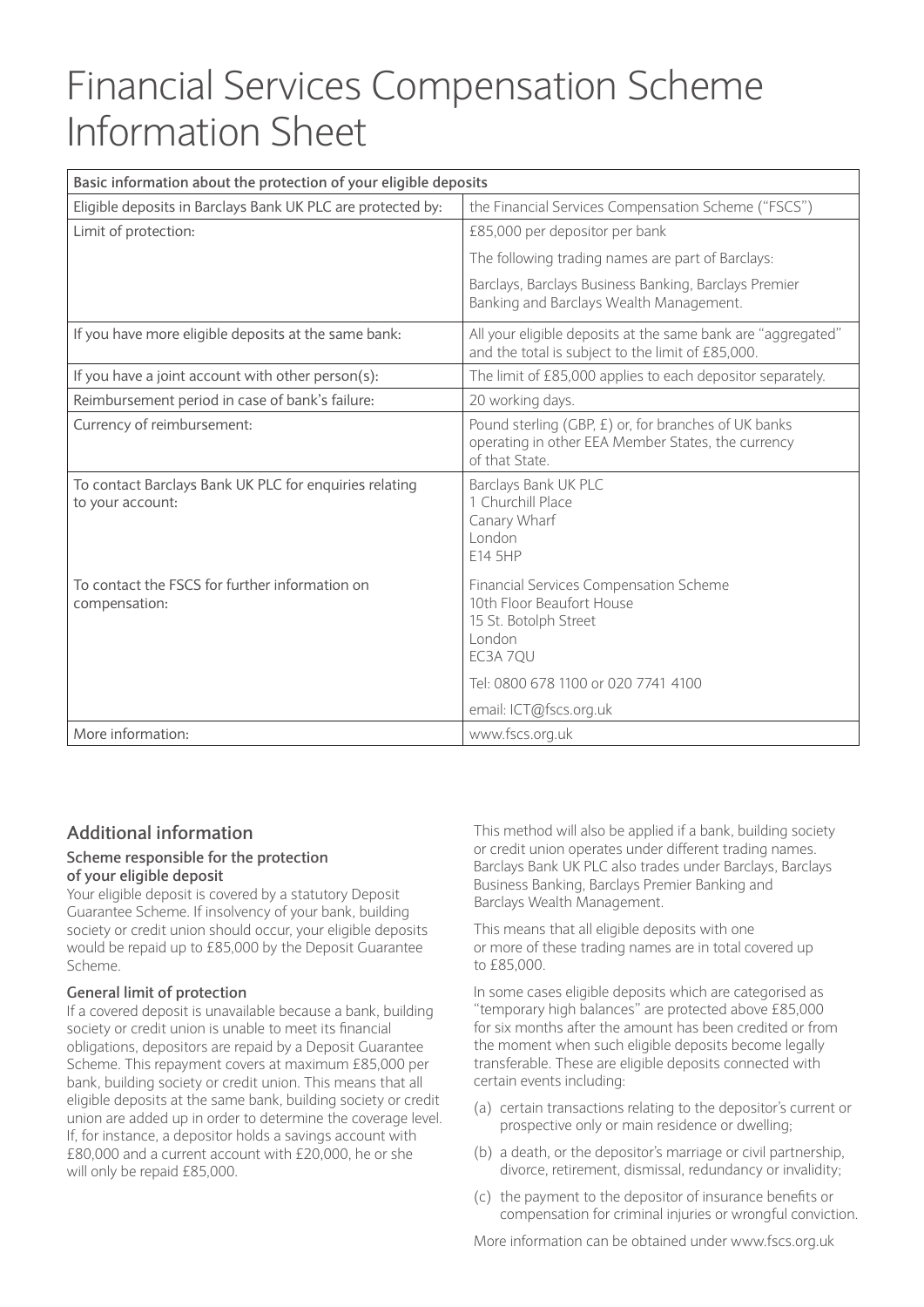# Financial Services Compensation Scheme Information Sheet

| Basic information about the protection of your eligible deposits | |
|---|---|
| Eligible deposits in Barclays Bank UK PLC are protected by: | the Financial Services Compensation Scheme ("FSCS") |
| Limit of protection: | £85,000 per depositor per bank<br>The following trading names are part of Barclays:<br>Barclays, Barclays Business Banking, Barclays Premier Banking and Barclays Wealth Management. |
| If you have more eligible deposits at the same bank: | All your eligible deposits at the same bank are "aggregated" and the total is subject to the limit of £85,000. |
| If you have a joint account with other person(s): | The limit of £85,000 applies to each depositor separately. |
| Reimbursement period in case of bank's failure: | 20 working days. |
| Currency of reimbursement: | Pound sterling (GBP, £) or, for branches of UK banks operating in other EEA Member States, the currency of that State. |
| To contact Barclays Bank UK PLC for enquiries relating to your account: | Barclays Bank UK PLC<br>1 Churchill Place<br>Canary Wharf<br>London<br>E14 5HP |
| To contact the FSCS for further information on compensation: | Financial Services Compensation Scheme<br>10th Floor Beaufort House<br>15 St. Botolph Street<br>London<br>EC3A 7QU<br>Tel: 0800 678 1100 or 020 7741 4100<br>email: ICT@fscs.org.uk |
| More information: | www.fscs.org.uk |

## Additional information

### Scheme responsible for the protection of your eligible deposit

Your eligible deposit is covered by a statutory Deposit Guarantee Scheme. If insolvency of your bank, building society or credit union should occur, your eligible deposits would be repaid up to £85,000 by the Deposit Guarantee Scheme.

### General limit of protection

If a covered deposit is unavailable because a bank, building society or credit union is unable to meet its financial obligations, depositors are repaid by a Deposit Guarantee Scheme. This repayment covers at maximum £85,000 per bank, building society or credit union. This means that all eligible deposits at the same bank, building society or credit union are added up in order to determine the coverage level. If, for instance, a depositor holds a savings account with £80,000 and a current account with £20,000, he or she will only be repaid £85,000.

This method will also be applied if a bank, building society or credit union operates under different trading names. Barclays Bank UK PLC also trades under Barclays, Barclays Business Banking, Barclays Premier Banking and Barclays Wealth Management.

This means that all eligible deposits with one or more of these trading names are in total covered up to £85,000.

In some cases eligible deposits which are categorised as "temporary high balances" are protected above £85,000 for six months after the amount has been credited or from the moment when such eligible deposits become legally transferable. These are eligible deposits connected with certain events including:

(a) certain transactions relating to the depositor's current or prospective only or main residence or dwelling;

(b) a death, or the depositor's marriage or civil partnership, divorce, retirement, dismissal, redundancy or invalidity;

(c) the payment to the depositor of insurance benefits or compensation for criminal injuries or wrongful conviction.

More information can be obtained under www.fscs.org.uk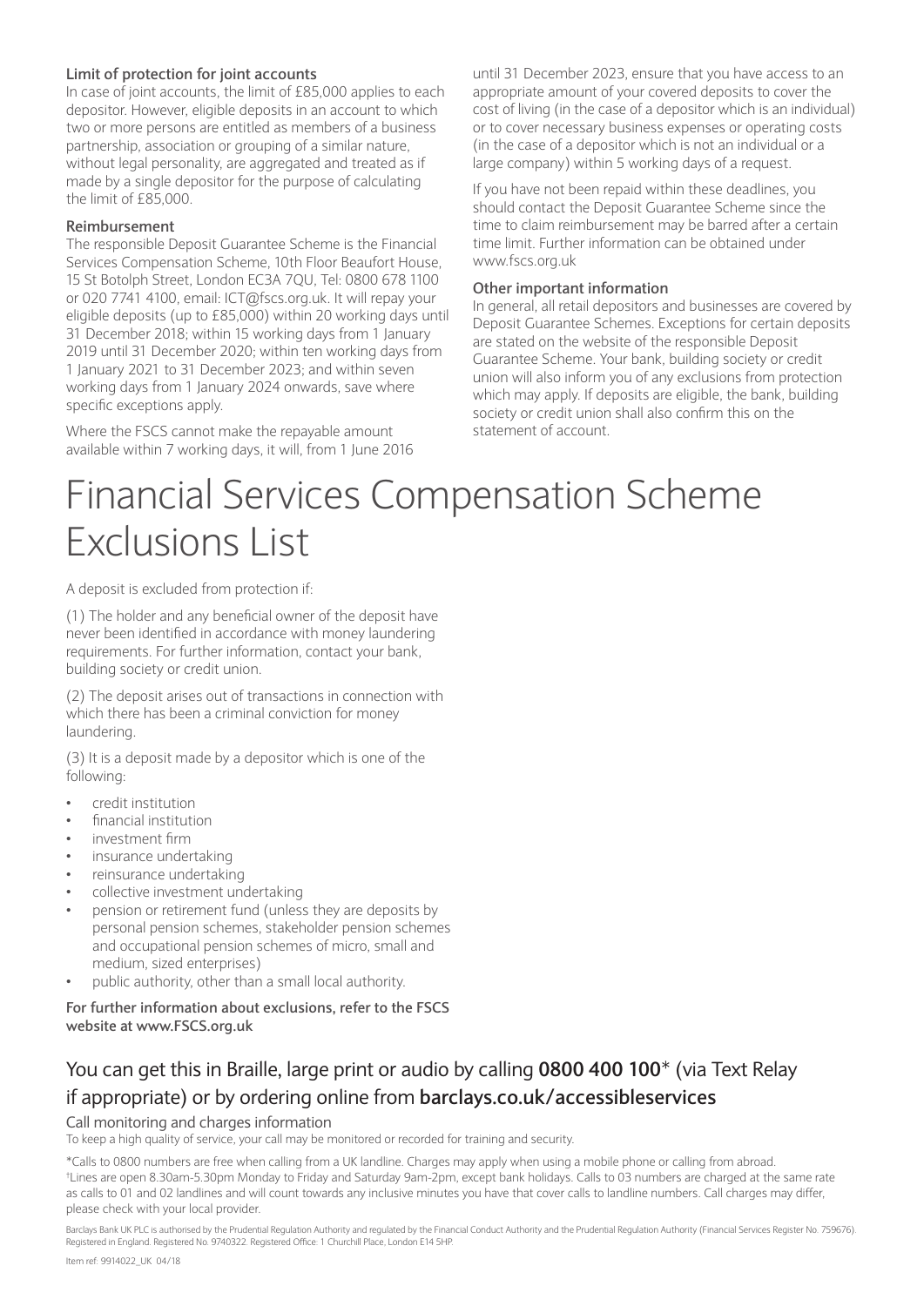#### Limit of protection for joint accounts

In case of joint accounts, the limit of £85,000 applies to each depositor. However, eligible deposits in an account to which two or more persons are entitled as members of a business partnership, association or grouping of a similar nature, without legal personality, are aggregated and treated as if made by a single depositor for the purpose of calculating the limit of £85,000.

#### Reimbursement

The responsible Deposit Guarantee Scheme is the Financial Services Compensation Scheme, 10th Floor Beaufort House, 15 St Botolph Street, London EC3A 7QU, Tel: 0800 678 1100 or 020 7741 4100, email: ICT@fscs.org.uk. It will repay your eligible deposits (up to £85,000) within 20 working days until 31 December 2018; within 15 working days from 1 January 2019 until 31 December 2020; within ten working days from 1 January 2021 to 31 December 2023; and within seven working days from 1 January 2024 onwards, save where specific exceptions apply.

Where the FSCS cannot make the repayable amount available within 7 working days, it will, from 1 June 2016 until 31 December 2023, ensure that you have access to an appropriate amount of your covered deposits to cover the cost of living (in the case of a depositor which is an individual) or to cover necessary business expenses or operating costs (in the case of a depositor which is not an individual or a large company) within 5 working days of a request.

If you have not been repaid within these deadlines, you should contact the Deposit Guarantee Scheme since the time to claim reimbursement may be barred after a certain time limit. Further information can be obtained under www.fscs.org.uk

#### Other important information

In general, all retail depositors and businesses are covered by Deposit Guarantee Schemes. Exceptions for certain deposits are stated on the website of the responsible Deposit Guarantee Scheme. Your bank, building society or credit union will also inform you of any exclusions from protection which may apply. If deposits are eligible, the bank, building society or credit union shall also confirm this on the statement of account.

# Financial Services Compensation Scheme Exclusions List

A deposit is excluded from protection if:

(1) The holder and any beneficial owner of the deposit have never been identified in accordance with money laundering requirements. For further information, contact your bank, building society or credit union.

(2) The deposit arises out of transactions in connection with which there has been a criminal conviction for money laundering.

(3) It is a deposit made by a depositor which is one of the following:

- credit institution
- financial institution
- investment firm
- insurance undertaking
- reinsurance undertaking
- collective investment undertaking
- pension or retirement fund (unless they are deposits by personal pension schemes, stakeholder pension schemes and occupational pension schemes of micro, small and medium, sized enterprises)
- public authority, other than a small local authority.

**For further information about exclusions, refer to the FSCS website at www.FSCS.org.uk**

## You can get this in Braille, large print or audio by calling **0800 400 100**\* (via Text Relay if appropriate) or by ordering online from **barclays.co.uk/accessibleservices**

### Call monitoring and charges information

To keep a high quality of service, your call may be monitored or recorded for training and security.

\*Calls to 0800 numbers are free when calling from a UK landline. Charges may apply when using a mobile phone or calling from abroad.
†Lines are open 8.30am-5.30pm Monday to Friday and Saturday 9am-2pm, except bank holidays. Calls to 03 numbers are charged at the same rate as calls to 01 and 02 landlines and will count towards any inclusive minutes you have that cover calls to landline numbers. Call charges may differ, please check with your local provider.

Barclays Bank UK PLC is authorised by the Prudential Regulation Authority and regulated by the Financial Conduct Authority and the Prudential Regulation Authority (Financial Services Register No. 759676). Registered in England. Registered No. 9740322. Registered Office: 1 Churchill Place, London E14 5HP.

Item ref: 9914022_UK 04/18